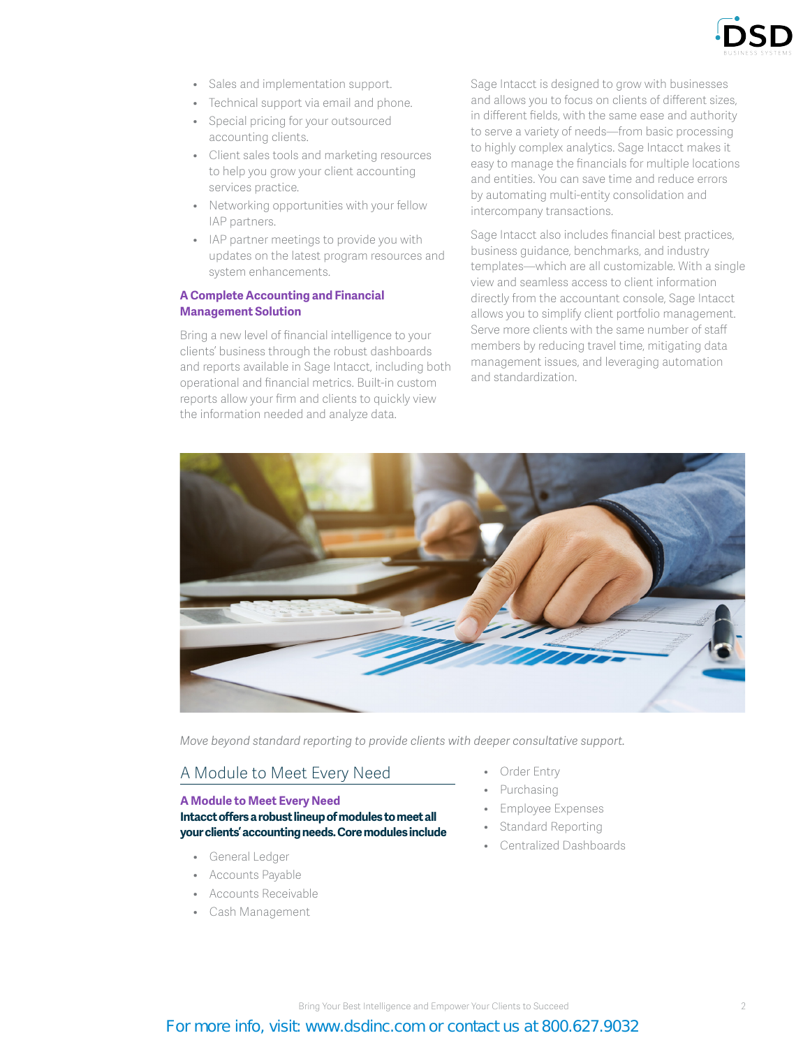- Sales and implementation support.
- Technical support via email and phone.
- Special pricing for your outsourced accounting clients.
- Client sales tools and marketing resources to help you grow your client accounting services practice.
- Networking opportunities with your fellow IAP partners.
- IAP partner meetings to provide you with updates on the latest program resources and system enhancements.

### A Complete Accounting and Financial Management Solution

Bring a new level of financial intelligence to your clients' business through the robust dashboards and reports available in Sage Intacct, including both operational and financial metrics. Built-in custom reports allow your firm and clients to quickly view the information needed and analyze data.

Sage Intacct is designed to grow with businesses and allows you to focus on clients of different sizes, in different fields, with the same ease and authority to serve a variety of needs—from basic processing to highly complex analytics. Sage Intacct makes it easy to manage the financials for multiple locations and entities. You can save time and reduce errors by automating multi-entity consolidation and intercompany transactions.

Sage Intacct also includes financial best practices, business guidance, benchmarks, and industry templates—which are all customizable. With a single view and seamless access to client information directly from the accountant console, Sage Intacct allows you to simplify client portfolio management. Serve more clients with the same number of staff members by reducing travel time, mitigating data management issues, and leveraging automation and standardization.

*Move beyond standard reporting to provide clients with deeper consultative support.*

## A Module to Meet Every Need

### A Module to Meet Every Need

**Intacct offers a robust lineup of modules to meet all your clients' accounting needs. Core modules include**

- General Ledger
- Accounts Payable
- Accounts Receivable
- Cash Management
- Order Entry
- Purchasing
- Employee Expenses
- Standard Reporting
- Centralized Dashboards

For more info, visit: www.dsdinc.com or contact us at 800.627.9032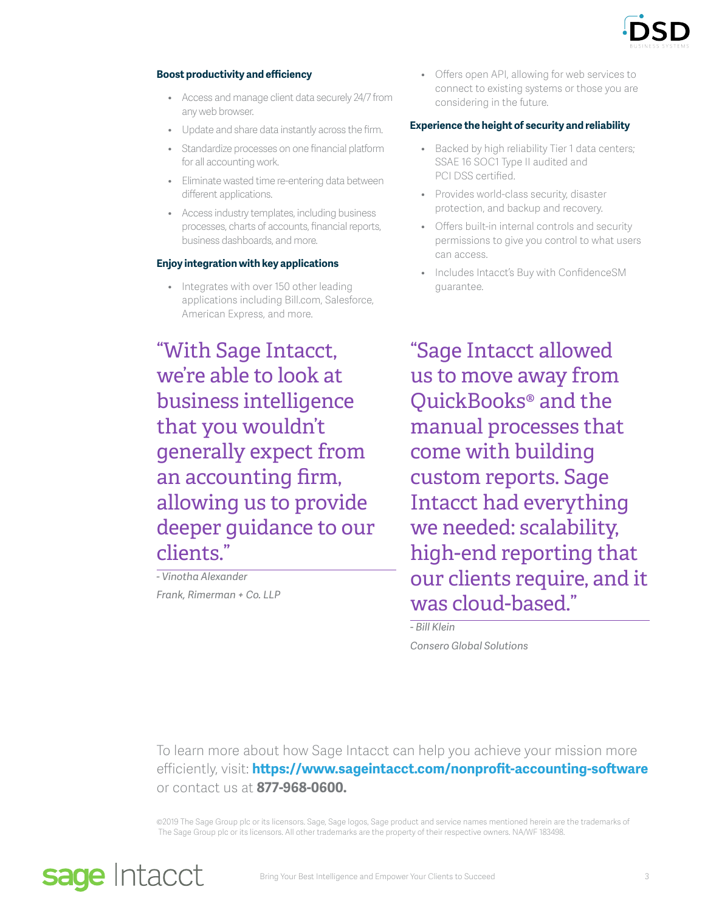### Boost productivity and efficiency

- Access and manage client data securely 24/7 from any web browser.
- Update and share data instantly across the firm.
- Standardize processes on one financial platform for all accounting work.
- Eliminate wasted time re-entering data between different applications.
- Access industry templates, including business processes, charts of accounts, financial reports, business dashboards, and more.

### Enjoy integration with key applications

- Integrates with over 150 other leading applications including Bill.com, Salesforce, American Express, and more.
- Offers open API, allowing for web services to connect to existing systems or those you are considering in the future.

### Experience the height of security and reliability

- Backed by high reliability Tier 1 data centers; SSAE 16 SOC1 Type II audited and PCI DSS certified.
- Provides world-class security, disaster protection, and backup and recovery.
- Offers built-in internal controls and security permissions to give you control to what users can access.
- Includes Intacct's Buy with ConfidenceSM guarantee.

> "With Sage Intacct, we're able to look at business intelligence that you wouldn't generally expect from an accounting firm, allowing us to provide deeper guidance to our clients."

*- Vinotha Alexander*

*Frank, Rimerman + Co. LLP*

> "Sage Intacct allowed us to move away from QuickBooks® and the manual processes that come with building custom reports. Sage Intacct had everything we needed: scalability, high-end reporting that our clients require, and it was cloud-based."

*- Bill Klein*

*Consero Global Solutions*

To learn more about how Sage Intacct can help you achieve your mission more efficiently, visit: **https://www.sageintacct.com/nonprofit-accounting-software** or contact us at **877-968-0600.**

©2019 The Sage Group plc or its licensors. Sage, Sage logos, Sage product and service names mentioned herein are the trademarks of The Sage Group plc or its licensors. All other trademarks are the property of their respective owners. NA/WF 183498.